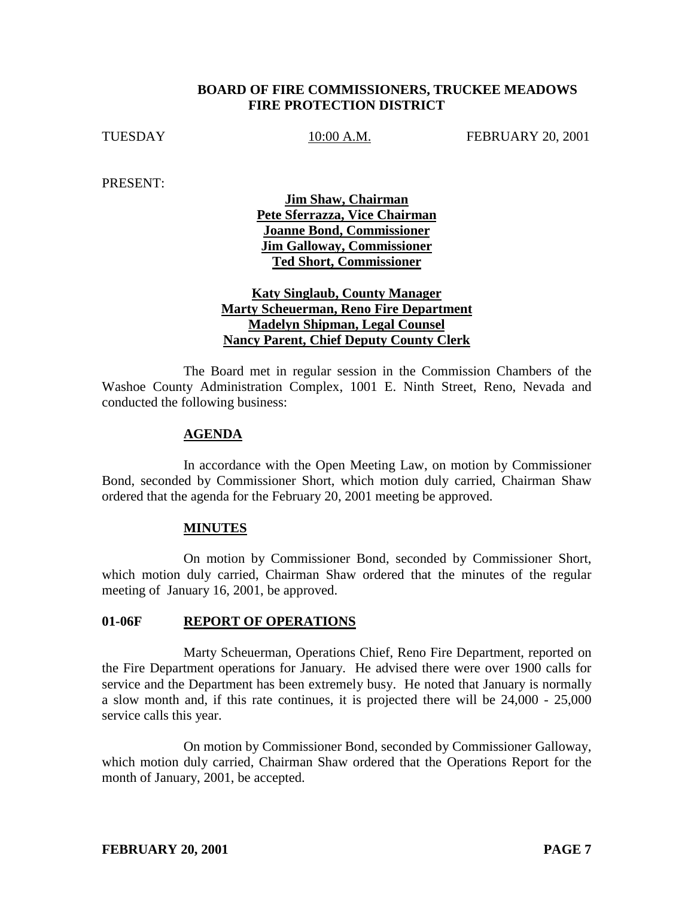**BOARD OF FIRE COMMISSIONERS, TRUCKEE MEADOWS FIRE PROTECTION DISTRICT**

TUESDAY 10:00 A.M. FEBRUARY 20, 2001

PRESENT:

**Jim Shaw, Chairman**
**Pete Sferrazza, Vice Chairman**
**Joanne Bond, Commissioner**
**Jim Galloway, Commissioner**
**Ted Short, Commissioner**

**Katy Singlaub, County Manager**
**Marty Scheuerman, Reno Fire Department**
**Madelyn Shipman, Legal Counsel**
**Nancy Parent, Chief Deputy County Clerk**

The Board met in regular session in the Commission Chambers of the Washoe County Administration Complex, 1001 E. Ninth Street, Reno, Nevada and conducted the following business:

## AGENDA

In accordance with the Open Meeting Law, on motion by Commissioner Bond, seconded by Commissioner Short, which motion duly carried, Chairman Shaw ordered that the agenda for the February 20, 2001 meeting be approved.

## MINUTES

On motion by Commissioner Bond, seconded by Commissioner Short, which motion duly carried, Chairman Shaw ordered that the minutes of the regular meeting of January 16, 2001, be approved.

## 01-06F REPORT OF OPERATIONS

Marty Scheuerman, Operations Chief, Reno Fire Department, reported on the Fire Department operations for January. He advised there were over 1900 calls for service and the Department has been extremely busy. He noted that January is normally a slow month and, if this rate continues, it is projected there will be 24,000 - 25,000 service calls this year.

On motion by Commissioner Bond, seconded by Commissioner Galloway, which motion duly carried, Chairman Shaw ordered that the Operations Report for the month of January, 2001, be accepted.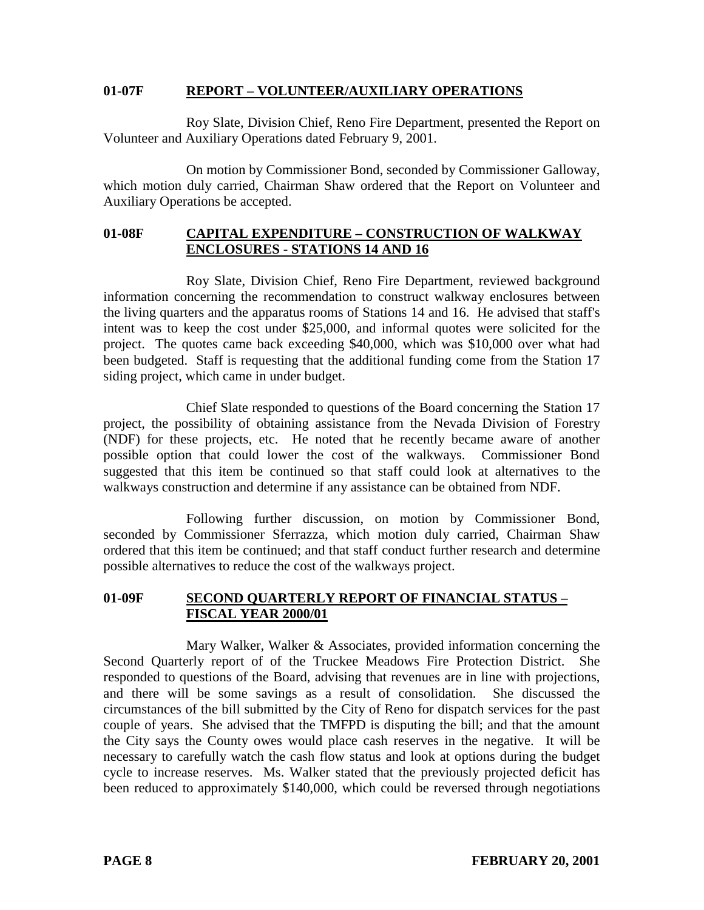### 01-07F REPORT – VOLUNTEER/AUXILIARY OPERATIONS

Roy Slate, Division Chief, Reno Fire Department, presented the Report on Volunteer and Auxiliary Operations dated February 9, 2001.

On motion by Commissioner Bond, seconded by Commissioner Galloway, which motion duly carried, Chairman Shaw ordered that the Report on Volunteer and Auxiliary Operations be accepted.

### 01-08F CAPITAL EXPENDITURE – CONSTRUCTION OF WALKWAY ENCLOSURES - STATIONS 14 AND 16

Roy Slate, Division Chief, Reno Fire Department, reviewed background information concerning the recommendation to construct walkway enclosures between the living quarters and the apparatus rooms of Stations 14 and 16. He advised that staff's intent was to keep the cost under $25,000, and informal quotes were solicited for the project. The quotes came back exceeding $40,000, which was $10,000 over what had been budgeted. Staff is requesting that the additional funding come from the Station 17 siding project, which came in under budget.

Chief Slate responded to questions of the Board concerning the Station 17 project, the possibility of obtaining assistance from the Nevada Division of Forestry (NDF) for these projects, etc. He noted that he recently became aware of another possible option that could lower the cost of the walkways. Commissioner Bond suggested that this item be continued so that staff could look at alternatives to the walkways construction and determine if any assistance can be obtained from NDF.

Following further discussion, on motion by Commissioner Bond, seconded by Commissioner Sferrazza, which motion duly carried, Chairman Shaw ordered that this item be continued; and that staff conduct further research and determine possible alternatives to reduce the cost of the walkways project.

### 01-09F SECOND QUARTERLY REPORT OF FINANCIAL STATUS – FISCAL YEAR 2000/01

Mary Walker, Walker & Associates, provided information concerning the Second Quarterly report of of the Truckee Meadows Fire Protection District. She responded to questions of the Board, advising that revenues are in line with projections, and there will be some savings as a result of consolidation. She discussed the circumstances of the bill submitted by the City of Reno for dispatch services for the past couple of years. She advised that the TMFPD is disputing the bill; and that the amount the City says the County owes would place cash reserves in the negative. It will be necessary to carefully watch the cash flow status and look at options during the budget cycle to increase reserves. Ms. Walker stated that the previously projected deficit has been reduced to approximately $140,000, which could be reversed through negotiations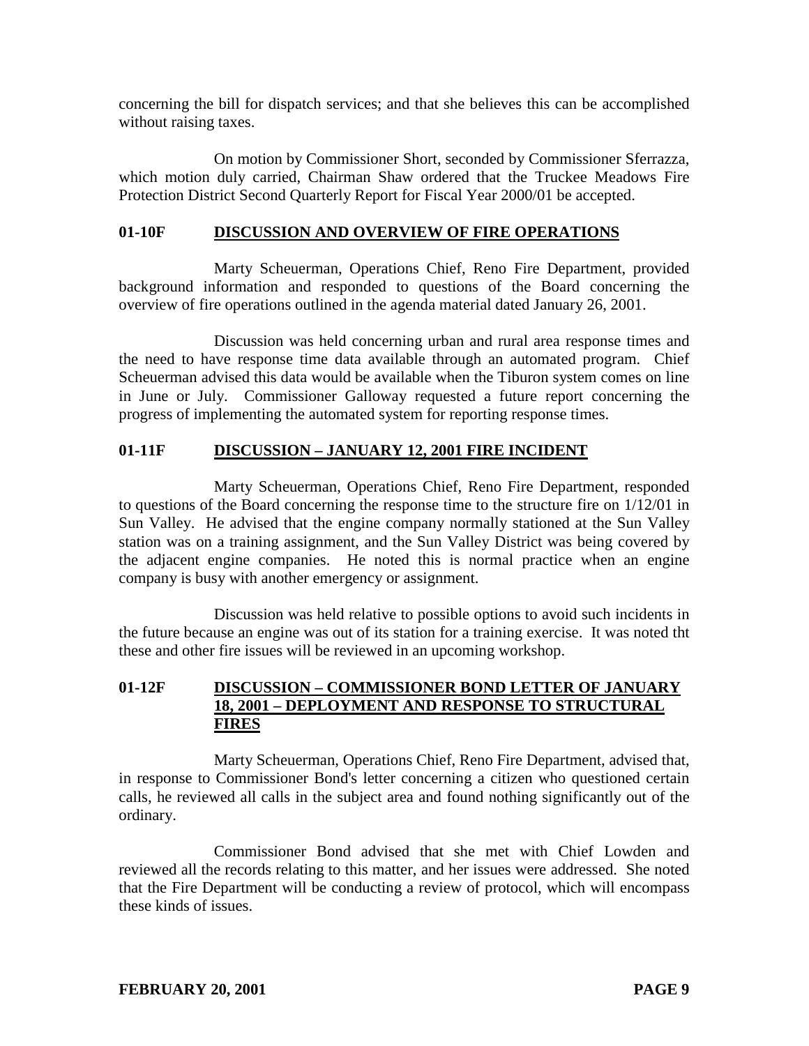concerning the bill for dispatch services; and that she believes this can be accomplished without raising taxes.

On motion by Commissioner Short, seconded by Commissioner Sferrazza, which motion duly carried, Chairman Shaw ordered that the Truckee Meadows Fire Protection District Second Quarterly Report for Fiscal Year 2000/01 be accepted.

## 01-10F DISCUSSION AND OVERVIEW OF FIRE OPERATIONS

Marty Scheuerman, Operations Chief, Reno Fire Department, provided background information and responded to questions of the Board concerning the overview of fire operations outlined in the agenda material dated January 26, 2001.

Discussion was held concerning urban and rural area response times and the need to have response time data available through an automated program. Chief Scheuerman advised this data would be available when the Tiburon system comes on line in June or July. Commissioner Galloway requested a future report concerning the progress of implementing the automated system for reporting response times.

## 01-11F DISCUSSION – JANUARY 12, 2001 FIRE INCIDENT

Marty Scheuerman, Operations Chief, Reno Fire Department, responded to questions of the Board concerning the response time to the structure fire on 1/12/01 in Sun Valley. He advised that the engine company normally stationed at the Sun Valley station was on a training assignment, and the Sun Valley District was being covered by the adjacent engine companies. He noted this is normal practice when an engine company is busy with another emergency or assignment.

Discussion was held relative to possible options to avoid such incidents in the future because an engine was out of its station for a training exercise. It was noted tht these and other fire issues will be reviewed in an upcoming workshop.

## 01-12F DISCUSSION – COMMISSIONER BOND LETTER OF JANUARY 18, 2001 – DEPLOYMENT AND RESPONSE TO STRUCTURAL FIRES

Marty Scheuerman, Operations Chief, Reno Fire Department, advised that, in response to Commissioner Bond's letter concerning a citizen who questioned certain calls, he reviewed all calls in the subject area and found nothing significantly out of the ordinary.

Commissioner Bond advised that she met with Chief Lowden and reviewed all the records relating to this matter, and her issues were addressed. She noted that the Fire Department will be conducting a review of protocol, which will encompass these kinds of issues.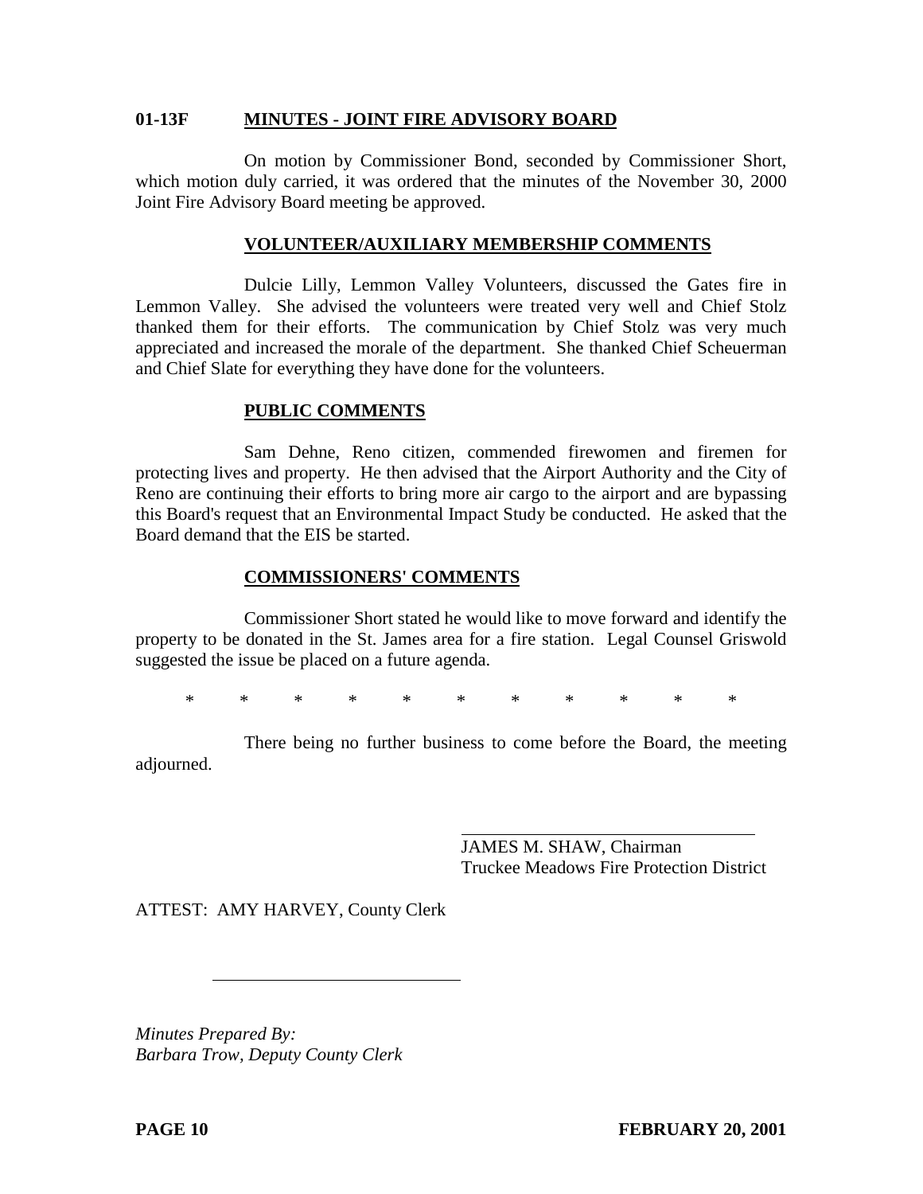**01-13F MINUTES - JOINT FIRE ADVISORY BOARD**

On motion by Commissioner Bond, seconded by Commissioner Short, which motion duly carried, it was ordered that the minutes of the November 30, 2000 Joint Fire Advisory Board meeting be approved.

**VOLUNTEER/AUXILIARY MEMBERSHIP COMMENTS**

Dulcie Lilly, Lemmon Valley Volunteers, discussed the Gates fire in Lemmon Valley. She advised the volunteers were treated very well and Chief Stolz thanked them for their efforts. The communication by Chief Stolz was very much appreciated and increased the morale of the department. She thanked Chief Scheuerman and Chief Slate for everything they have done for the volunteers.

**PUBLIC COMMENTS**

Sam Dehne, Reno citizen, commended firewomen and firemen for protecting lives and property. He then advised that the Airport Authority and the City of Reno are continuing their efforts to bring more air cargo to the airport and are bypassing this Board's request that an Environmental Impact Study be conducted. He asked that the Board demand that the EIS be started.

**COMMISSIONERS' COMMENTS**

Commissioner Short stated he would like to move forward and identify the property to be donated in the St. James area for a fire station. Legal Counsel Griswold suggested the issue be placed on a future agenda.

\* \* \* \* \* \* \* \* \* \* \*

There being no further business to come before the Board, the meeting adjourned.

JAMES M. SHAW, Chairman
Truckee Meadows Fire Protection District

ATTEST: AMY HARVEY, County Clerk

*Minutes Prepared By:*
*Barbara Trow, Deputy County Clerk*